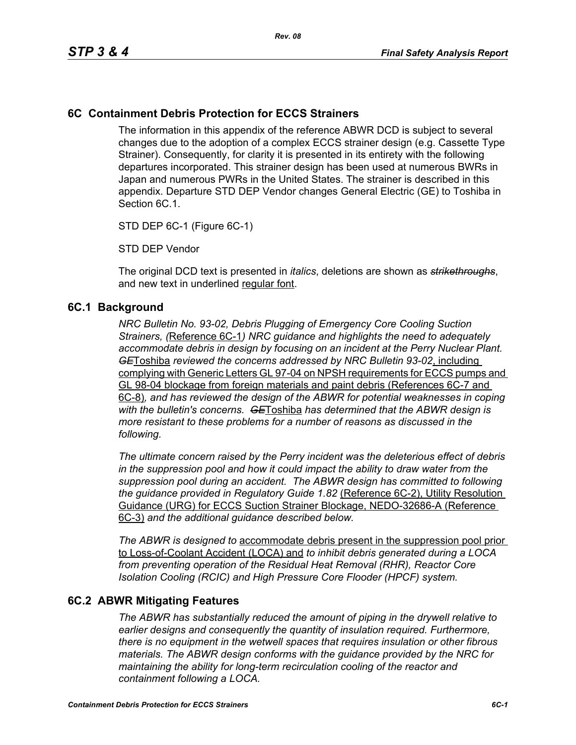## 6C Containment Debris Protection for ECCS Strainers

The information in this appendix of the reference ABWR DCD is subject to several changes due to the adoption of a complex ECCS strainer design (e.g. Cassette Type Strainer). Consequently, for clarity it is presented in its entirety with the following departures incorporated. This strainer design has been used at numerous BWRs in Japan and numerous PWRs in the United States. The strainer is described in this appendix. Departure STD DEP Vendor changes General Electric (GE) to Toshiba in Section 6C.1.

STD DEP 6C-1 (Figure 6C-1)

STD DEP Vendor

The original DCD text is presented in *italics*, deletions are shown as ~~*strikethroughs*~~, and new text in underlined <u>regular font</u>.

### 6C.1 Background

*NRC Bulletin No. 93-02, Debris Plugging of Emergency Core Cooling Suction Strainers, (*<u>Reference 6C-1</u>*) NRC guidance and highlights the need to adequately accommodate debris in design by focusing on an incident at the Perry Nuclear Plant.* ~~*GE*~~<u>Toshiba</u> *reviewed the concerns addressed by NRC Bulletin 93-02*<u>, including complying with Generic Letters GL 97-04 on NPSH requirements for ECCS pumps and GL 98-04 blockage from foreign materials and paint debris (References 6C-7 and 6C-8)</u>*, and has reviewed the design of the ABWR for potential weaknesses in coping with the bulletin's concerns.* ~~*GE*~~<u>Toshiba</u> *has determined that the ABWR design is more resistant to these problems for a number of reasons as discussed in the following.*

*The ultimate concern raised by the Perry incident was the deleterious effect of debris in the suppression pool and how it could impact the ability to draw water from the suppression pool during an accident. The ABWR design has committed to following the guidance provided in Regulatory Guide 1.82* <u>(Reference 6C-2), Utility Resolution Guidance (URG) for ECCS Suction Strainer Blockage, NEDO-32686-A (Reference 6C-3)</u> *and the additional guidance described below.*

*The ABWR is designed to* <u>accommodate debris present in the suppression pool prior to Loss-of-Coolant Accident (LOCA) and</u> *to inhibit debris generated during a LOCA from preventing operation of the Residual Heat Removal (RHR), Reactor Core Isolation Cooling (RCIC) and High Pressure Core Flooder (HPCF) system.*

### 6C.2 ABWR Mitigating Features

*The ABWR has substantially reduced the amount of piping in the drywell relative to earlier designs and consequently the quantity of insulation required. Furthermore, there is no equipment in the wetwell spaces that requires insulation or other fibrous materials. The ABWR design conforms with the guidance provided by the NRC for maintaining the ability for long-term recirculation cooling of the reactor and containment following a LOCA.*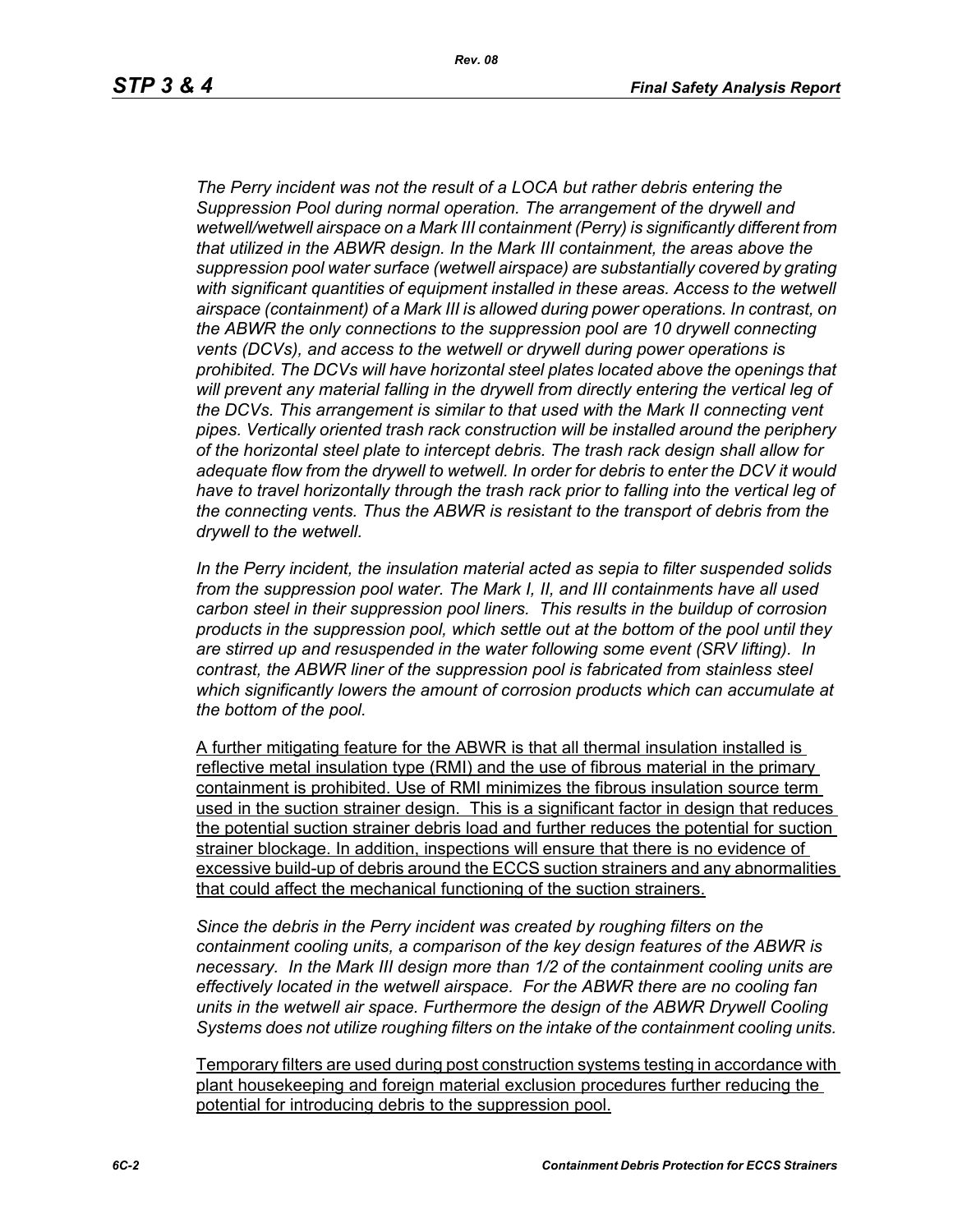*The Perry incident was not the result of a LOCA but rather debris entering the Suppression Pool during normal operation. The arrangement of the drywell and wetwell/wetwell airspace on a Mark III containment (Perry) is significantly different from that utilized in the ABWR design. In the Mark III containment, the areas above the suppression pool water surface (wetwell airspace) are substantially covered by grating with significant quantities of equipment installed in these areas. Access to the wetwell airspace (containment) of a Mark III is allowed during power operations. In contrast, on the ABWR the only connections to the suppression pool are 10 drywell connecting vents (DCVs), and access to the wetwell or drywell during power operations is prohibited. The DCVs will have horizontal steel plates located above the openings that will prevent any material falling in the drywell from directly entering the vertical leg of the DCVs. This arrangement is similar to that used with the Mark II connecting vent pipes. Vertically oriented trash rack construction will be installed around the periphery of the horizontal steel plate to intercept debris. The trash rack design shall allow for adequate flow from the drywell to wetwell. In order for debris to enter the DCV it would have to travel horizontally through the trash rack prior to falling into the vertical leg of the connecting vents. Thus the ABWR is resistant to the transport of debris from the drywell to the wetwell.*

*In the Perry incident, the insulation material acted as sepia to filter suspended solids from the suppression pool water. The Mark I, II, and III containments have all used carbon steel in their suppression pool liners. This results in the buildup of corrosion products in the suppression pool, which settle out at the bottom of the pool until they are stirred up and resuspended in the water following some event (SRV lifting). In contrast, the ABWR liner of the suppression pool is fabricated from stainless steel which significantly lowers the amount of corrosion products which can accumulate at the bottom of the pool.*

A further mitigating feature for the ABWR is that all thermal insulation installed is reflective metal insulation type (RMI) and the use of fibrous material in the primary containment is prohibited. Use of RMI minimizes the fibrous insulation source term used in the suction strainer design. This is a significant factor in design that reduces the potential suction strainer debris load and further reduces the potential for suction strainer blockage. In addition, inspections will ensure that there is no evidence of excessive build-up of debris around the ECCS suction strainers and any abnormalities that could affect the mechanical functioning of the suction strainers.

*Since the debris in the Perry incident was created by roughing filters on the containment cooling units, a comparison of the key design features of the ABWR is necessary. In the Mark III design more than 1/2 of the containment cooling units are effectively located in the wetwell airspace. For the ABWR there are no cooling fan units in the wetwell air space. Furthermore the design of the ABWR Drywell Cooling Systems does not utilize roughing filters on the intake of the containment cooling units.*

Temporary filters are used during post construction systems testing in accordance with plant housekeeping and foreign material exclusion procedures further reducing the potential for introducing debris to the suppression pool.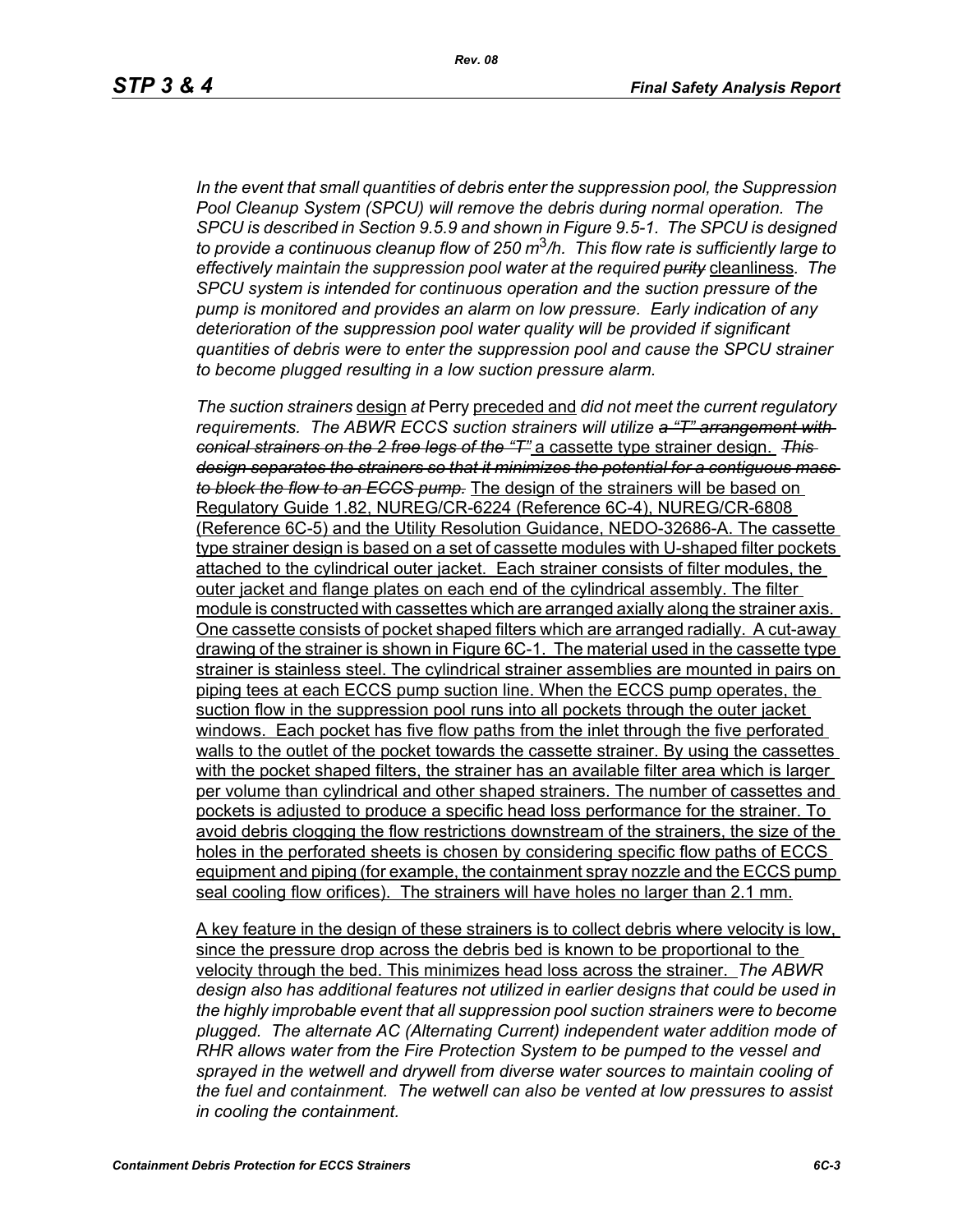*In the event that small quantities of debris enter the suppression pool, the Suppression Pool Cleanup System (SPCU) will remove the debris during normal operation. The SPCU is described in Section 9.5.9 and shown in Figure 9.5-1. The SPCU is designed to provide a continuous cleanup flow of 250 $m^3$/h. This flow rate is sufficiently large to effectively maintain the suppression pool water at the required* ~~*purity*~~ cleanliness*. The SPCU system is intended for continuous operation and the suction pressure of the pump is monitored and provides an alarm on low pressure. Early indication of any deterioration of the suppression pool water quality will be provided if significant quantities of debris were to enter the suppression pool and cause the SPCU strainer to become plugged resulting in a low suction pressure alarm.*

*The suction strainers* design *at* Perry preceded and *did not meet the current regulatory requirements. The ABWR ECCS suction strainers will utilize* ~~*a "T" arrangement with conical strainers on the 2 free legs of the "T"*~~ a cassette type strainer design. ~~*This design separates the strainers so that it minimizes the potential for a contiguous mass to block the flow to an ECCS pump.*~~ The design of the strainers will be based on Regulatory Guide 1.82, NUREG/CR-6224 (Reference 6C-4), NUREG/CR-6808 (Reference 6C-5) and the Utility Resolution Guidance, NEDO-32686-A. The cassette type strainer design is based on a set of cassette modules with U-shaped filter pockets attached to the cylindrical outer jacket. Each strainer consists of filter modules, the outer jacket and flange plates on each end of the cylindrical assembly. The filter module is constructed with cassettes which are arranged axially along the strainer axis. One cassette consists of pocket shaped filters which are arranged radially. A cut-away drawing of the strainer is shown in Figure 6C-1. The material used in the cassette type strainer is stainless steel. The cylindrical strainer assemblies are mounted in pairs on piping tees at each ECCS pump suction line. When the ECCS pump operates, the suction flow in the suppression pool runs into all pockets through the outer jacket windows. Each pocket has five flow paths from the inlet through the five perforated walls to the outlet of the pocket towards the cassette strainer. By using the cassettes with the pocket shaped filters, the strainer has an available filter area which is larger per volume than cylindrical and other shaped strainers. The number of cassettes and pockets is adjusted to produce a specific head loss performance for the strainer. To avoid debris clogging the flow restrictions downstream of the strainers, the size of the holes in the perforated sheets is chosen by considering specific flow paths of ECCS equipment and piping (for example, the containment spray nozzle and the ECCS pump seal cooling flow orifices). The strainers will have holes no larger than 2.1 mm.

A key feature in the design of these strainers is to collect debris where velocity is low, since the pressure drop across the debris bed is known to be proportional to the velocity through the bed. This minimizes head loss across the strainer. *The ABWR design also has additional features not utilized in earlier designs that could be used in the highly improbable event that all suppression pool suction strainers were to become plugged. The alternate AC (Alternating Current) independent water addition mode of RHR allows water from the Fire Protection System to be pumped to the vessel and sprayed in the wetwell and drywell from diverse water sources to maintain cooling of the fuel and containment. The wetwell can also be vented at low pressures to assist in cooling the containment.*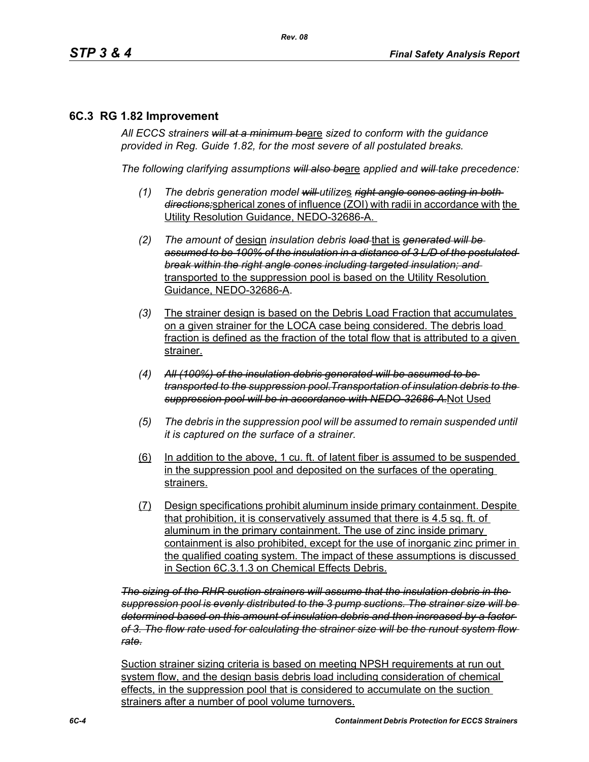## 6C.3 RG 1.82 Improvement

*All ECCS strainers ~~will at a minimum be~~*are *sized to conform with the guidance provided in Reg. Guide 1.82, for the most severe of all postulated breaks.*

*The following clarifying assumptions ~~will also be~~*are *applied and ~~will~~ take precedence:*

1. *The debris generation model ~~will~~ utilize*s ~~*right angle cones acting in both directions;*~~spherical zones of influence (ZOI) with radii in accordance with the Utility Resolution Guidance, NEDO-32686-A.

2. *The amount of* design *insulation debris ~~load~~* that is ~~*generated will be assumed to be 100% of the insulation in a distance of 3 L/D of the postulated break within the right angle cones including targeted insulation; and*~~ transported to the suppression pool is based on the Utility Resolution Guidance, NEDO-32686-A.

3. The strainer design is based on the Debris Load Fraction that accumulates on a given strainer for the LOCA case being considered. The debris load fraction is defined as the fraction of the total flow that is attributed to a given strainer.

4. ~~*All (100%) of the insulation debris generated will be assumed to be transported to the suppression pool.Transportation of insulation debris to the suppression pool will be in accordance with NEDO-32686-A.*~~Not Used

5. *The debris in the suppression pool will be assumed to remain suspended until it is captured on the surface of a strainer.*

6. In addition to the above, 1 cu. ft. of latent fiber is assumed to be suspended in the suppression pool and deposited on the surfaces of the operating strainers.

7. Design specifications prohibit aluminum inside primary containment. Despite that prohibition, it is conservatively assumed that there is 4.5 sq. ft. of aluminum in the primary containment. The use of zinc inside primary containment is also prohibited, except for the use of inorganic zinc primer in the qualified coating system. The impact of these assumptions is discussed in Section 6C.3.1.3 on Chemical Effects Debris.

~~*The sizing of the RHR suction strainers will assume that the insulation debris in the suppression pool is evenly distributed to the 3 pump suctions. The strainer size will be determined based on this amount of insulation debris and then increased by a factor of 3. The flow rate used for calculating the strainer size will be the runout system flow rate.*~~

Suction strainer sizing criteria is based on meeting NPSH requirements at run out system flow, and the design basis debris load including consideration of chemical effects, in the suppression pool that is considered to accumulate on the suction strainers after a number of pool volume turnovers.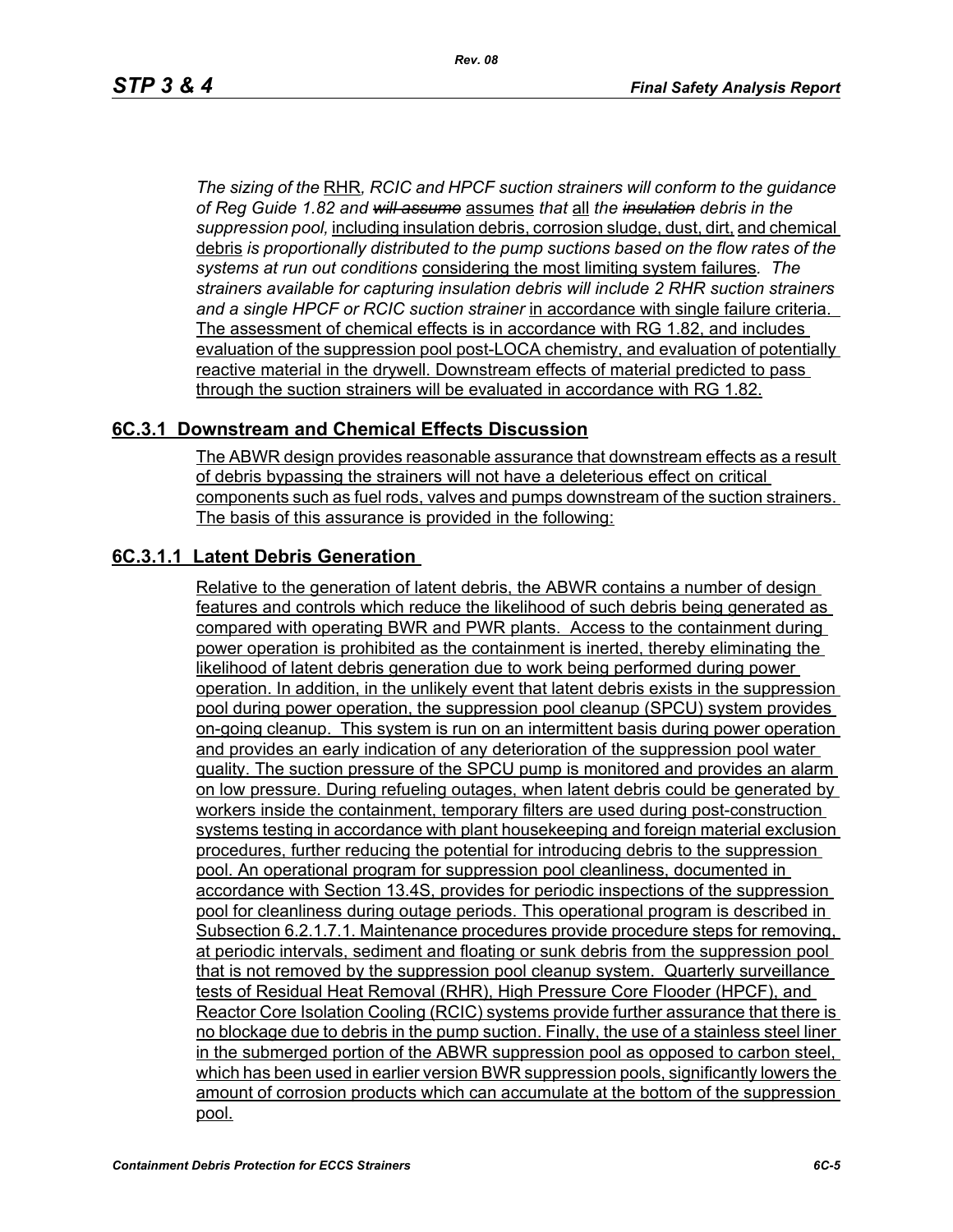*The sizing of the* RHR*, RCIC and HPCF suction strainers will conform to the guidance of Reg Guide 1.82 and* ~~*will assume*~~ assumes *that* all *the* ~~*insulation*~~ *debris in the suppression pool,* including insulation debris, corrosion sludge, dust, dirt, and chemical debris *is proportionally distributed to the pump suctions based on the flow rates of the systems at run out conditions* considering the most limiting system failures*. The strainers available for capturing insulation debris will include 2 RHR suction strainers and a single HPCF or RCIC suction strainer* in accordance with single failure criteria. The assessment of chemical effects is in accordance with RG 1.82, and includes evaluation of the suppression pool post-LOCA chemistry, and evaluation of potentially reactive material in the drywell. Downstream effects of material predicted to pass through the suction strainers will be evaluated in accordance with RG 1.82.

## 6C.3.1 Downstream and Chemical Effects Discussion

The ABWR design provides reasonable assurance that downstream effects as a result of debris bypassing the strainers will not have a deleterious effect on critical components such as fuel rods, valves and pumps downstream of the suction strainers. The basis of this assurance is provided in the following:

### 6C.3.1.1 Latent Debris Generation

Relative to the generation of latent debris, the ABWR contains a number of design features and controls which reduce the likelihood of such debris being generated as compared with operating BWR and PWR plants. Access to the containment during power operation is prohibited as the containment is inerted, thereby eliminating the likelihood of latent debris generation due to work being performed during power operation. In addition, in the unlikely event that latent debris exists in the suppression pool during power operation, the suppression pool cleanup (SPCU) system provides on-going cleanup. This system is run on an intermittent basis during power operation and provides an early indication of any deterioration of the suppression pool water quality. The suction pressure of the SPCU pump is monitored and provides an alarm on low pressure. During refueling outages, when latent debris could be generated by workers inside the containment, temporary filters are used during post-construction systems testing in accordance with plant housekeeping and foreign material exclusion procedures, further reducing the potential for introducing debris to the suppression pool. An operational program for suppression pool cleanliness, documented in accordance with Section 13.4S, provides for periodic inspections of the suppression pool for cleanliness during outage periods. This operational program is described in Subsection 6.2.1.7.1. Maintenance procedures provide procedure steps for removing, at periodic intervals, sediment and floating or sunk debris from the suppression pool that is not removed by the suppression pool cleanup system. Quarterly surveillance tests of Residual Heat Removal (RHR), High Pressure Core Flooder (HPCF), and Reactor Core Isolation Cooling (RCIC) systems provide further assurance that there is no blockage due to debris in the pump suction. Finally, the use of a stainless steel liner in the submerged portion of the ABWR suppression pool as opposed to carbon steel, which has been used in earlier version BWR suppression pools, significantly lowers the amount of corrosion products which can accumulate at the bottom of the suppression pool.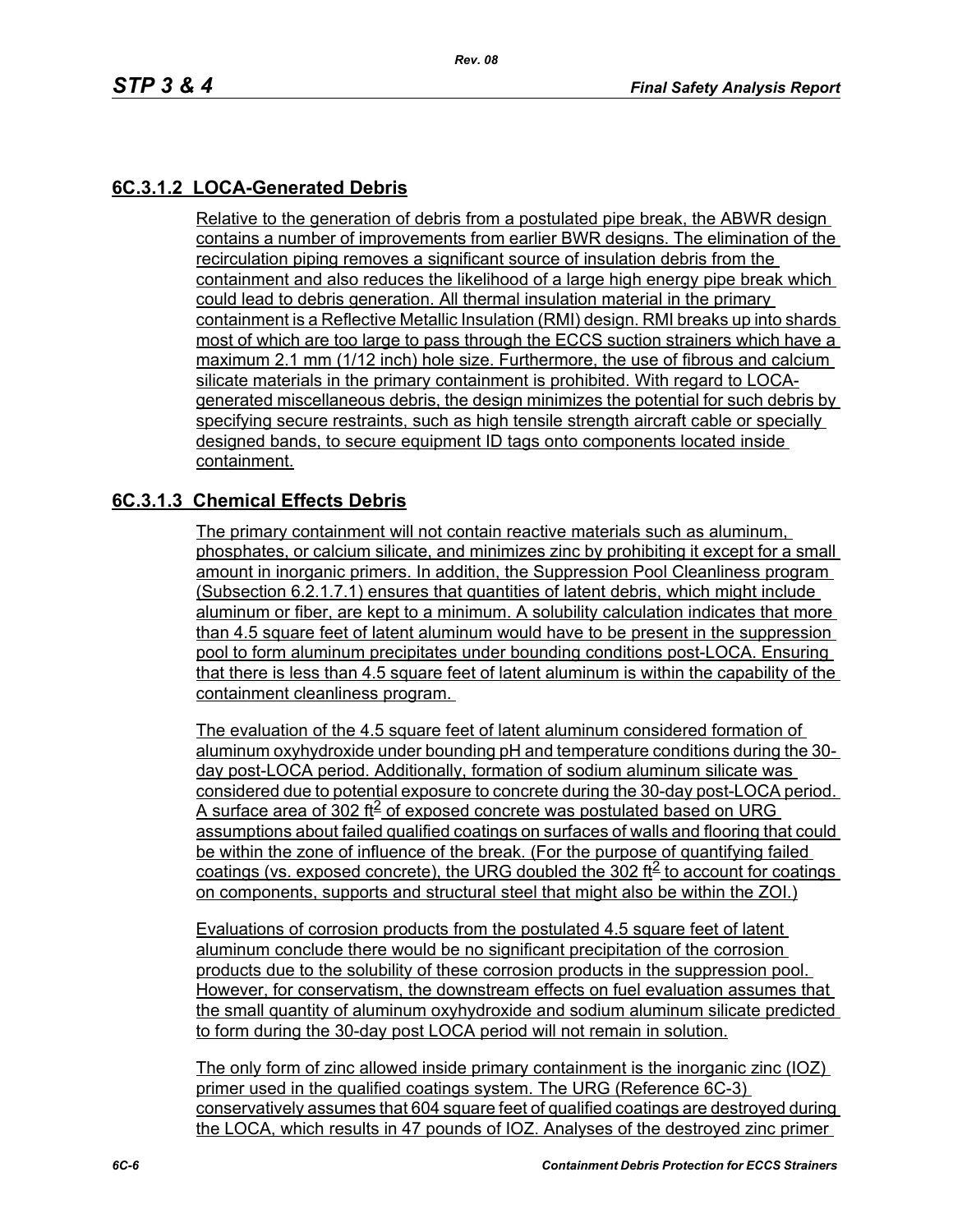## 6C.3.1.2 LOCA-Generated Debris

Relative to the generation of debris from a postulated pipe break, the ABWR design contains a number of improvements from earlier BWR designs. The elimination of the recirculation piping removes a significant source of insulation debris from the containment and also reduces the likelihood of a large high energy pipe break which could lead to debris generation. All thermal insulation material in the primary containment is a Reflective Metallic Insulation (RMI) design. RMI breaks up into shards most of which are too large to pass through the ECCS suction strainers which have a maximum 2.1 mm (1/12 inch) hole size. Furthermore, the use of fibrous and calcium silicate materials in the primary containment is prohibited. With regard to LOCA-generated miscellaneous debris, the design minimizes the potential for such debris by specifying secure restraints, such as high tensile strength aircraft cable or specially designed bands, to secure equipment ID tags onto components located inside containment.

## 6C.3.1.3 Chemical Effects Debris

The primary containment will not contain reactive materials such as aluminum, phosphates, or calcium silicate, and minimizes zinc by prohibiting it except for a small amount in inorganic primers. In addition, the Suppression Pool Cleanliness program (Subsection 6.2.1.7.1) ensures that quantities of latent debris, which might include aluminum or fiber, are kept to a minimum. A solubility calculation indicates that more than 4.5 square feet of latent aluminum would have to be present in the suppression pool to form aluminum precipitates under bounding conditions post-LOCA. Ensuring that there is less than 4.5 square feet of latent aluminum is within the capability of the containment cleanliness program.

The evaluation of the 4.5 square feet of latent aluminum considered formation of aluminum oxyhydroxide under bounding pH and temperature conditions during the 30-day post-LOCA period. Additionally, formation of sodium aluminum silicate was considered due to potential exposure to concrete during the 30-day post-LOCA period. A surface area of 302 $ft^2$ of exposed concrete was postulated based on URG assumptions about failed qualified coatings on surfaces of walls and flooring that could be within the zone of influence of the break. (For the purpose of quantifying failed coatings (vs. exposed concrete), the URG doubled the 302 $ft^2$ to account for coatings on components, supports and structural steel that might also be within the ZOI.)

Evaluations of corrosion products from the postulated 4.5 square feet of latent aluminum conclude there would be no significant precipitation of the corrosion products due to the solubility of these corrosion products in the suppression pool. However, for conservatism, the downstream effects on fuel evaluation assumes that the small quantity of aluminum oxyhydroxide and sodium aluminum silicate predicted to form during the 30-day post LOCA period will not remain in solution.

The only form of zinc allowed inside primary containment is the inorganic zinc (IOZ) primer used in the qualified coatings system. The URG (Reference 6C-3) conservatively assumes that 604 square feet of qualified coatings are destroyed during the LOCA, which results in 47 pounds of IOZ. Analyses of the destroyed zinc primer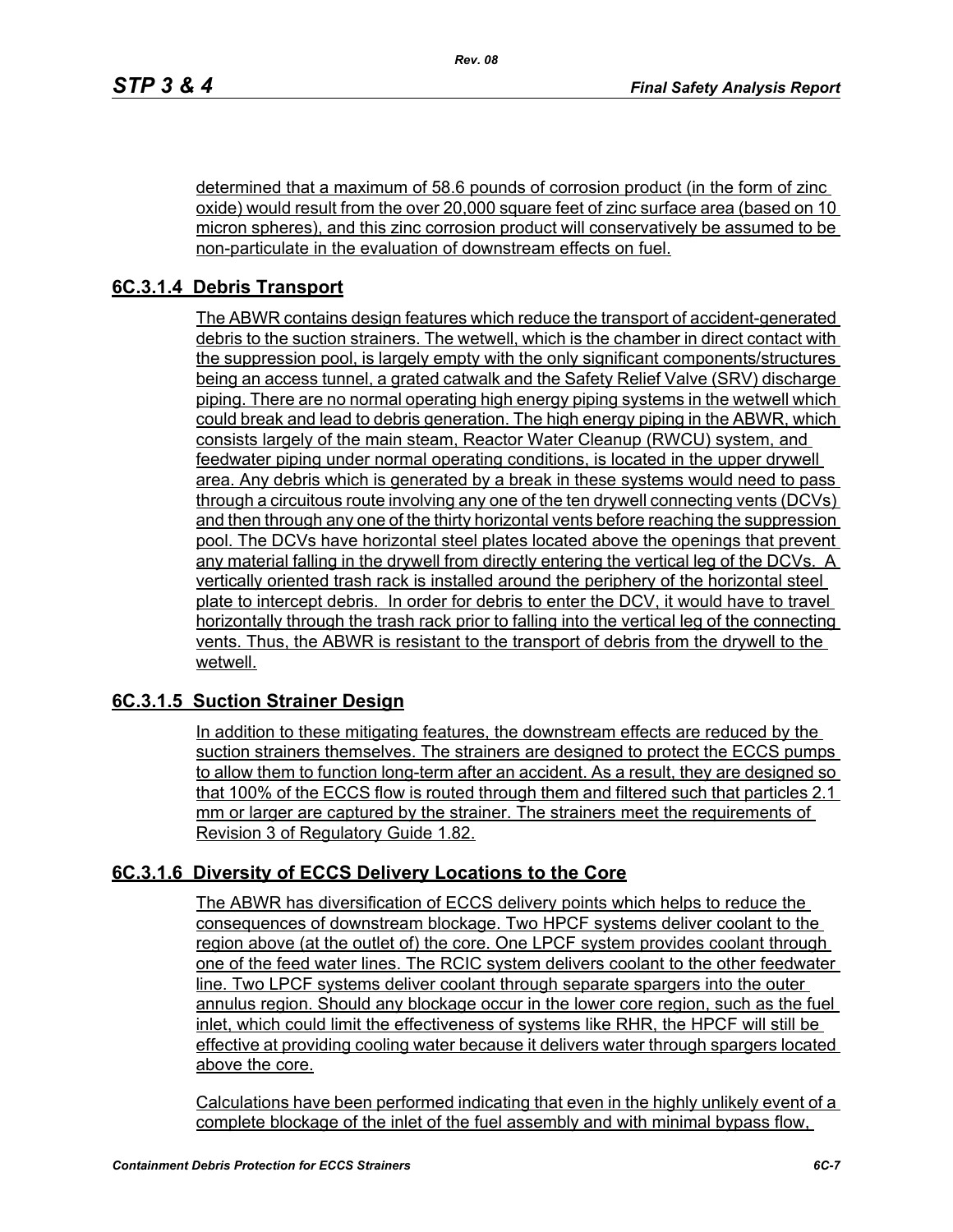determined that a maximum of 58.6 pounds of corrosion product (in the form of zinc oxide) would result from the over 20,000 square feet of zinc surface area (based on 10 micron spheres), and this zinc corrosion product will conservatively be assumed to be non-particulate in the evaluation of downstream effects on fuel.

### 6C.3.1.4 Debris Transport

The ABWR contains design features which reduce the transport of accident-generated debris to the suction strainers. The wetwell, which is the chamber in direct contact with the suppression pool, is largely empty with the only significant components/structures being an access tunnel, a grated catwalk and the Safety Relief Valve (SRV) discharge piping. There are no normal operating high energy piping systems in the wetwell which could break and lead to debris generation. The high energy piping in the ABWR, which consists largely of the main steam, Reactor Water Cleanup (RWCU) system, and feedwater piping under normal operating conditions, is located in the upper drywell area. Any debris which is generated by a break in these systems would need to pass through a circuitous route involving any one of the ten drywell connecting vents (DCVs) and then through any one of the thirty horizontal vents before reaching the suppression pool. The DCVs have horizontal steel plates located above the openings that prevent any material falling in the drywell from directly entering the vertical leg of the DCVs. A vertically oriented trash rack is installed around the periphery of the horizontal steel plate to intercept debris. In order for debris to enter the DCV, it would have to travel horizontally through the trash rack prior to falling into the vertical leg of the connecting vents. Thus, the ABWR is resistant to the transport of debris from the drywell to the wetwell.

### 6C.3.1.5 Suction Strainer Design

In addition to these mitigating features, the downstream effects are reduced by the suction strainers themselves. The strainers are designed to protect the ECCS pumps to allow them to function long-term after an accident. As a result, they are designed so that 100% of the ECCS flow is routed through them and filtered such that particles 2.1 mm or larger are captured by the strainer. The strainers meet the requirements of Revision 3 of Regulatory Guide 1.82.

### 6C.3.1.6 Diversity of ECCS Delivery Locations to the Core

The ABWR has diversification of ECCS delivery points which helps to reduce the consequences of downstream blockage. Two HPCF systems deliver coolant to the region above (at the outlet of) the core. One LPCF system provides coolant through one of the feed water lines. The RCIC system delivers coolant to the other feedwater line. Two LPCF systems deliver coolant through separate spargers into the outer annulus region. Should any blockage occur in the lower core region, such as the fuel inlet, which could limit the effectiveness of systems like RHR, the HPCF will still be effective at providing cooling water because it delivers water through spargers located above the core.

Calculations have been performed indicating that even in the highly unlikely event of a complete blockage of the inlet of the fuel assembly and with minimal bypass flow,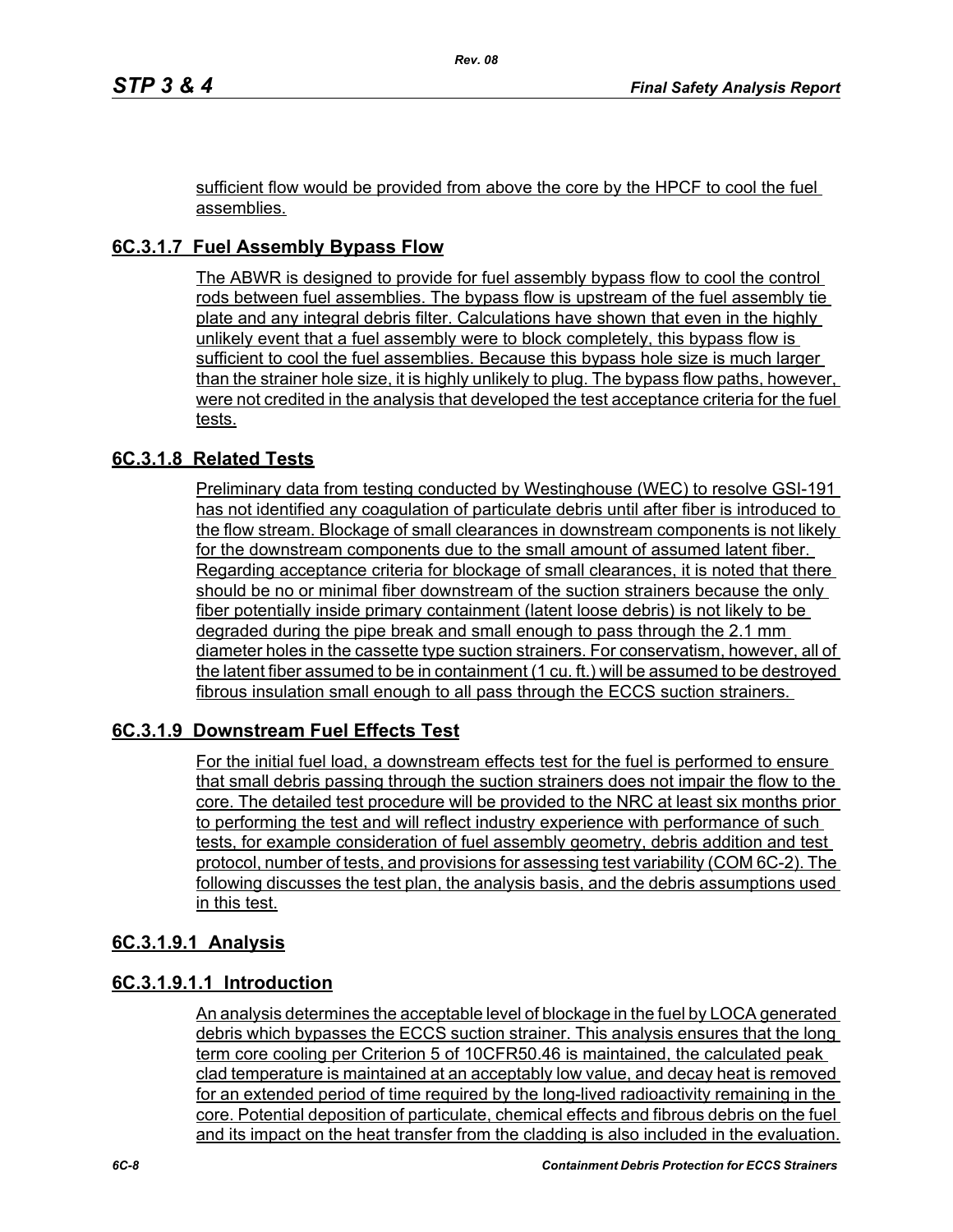sufficient flow would be provided from above the core by the HPCF to cool the fuel assemblies.

## 6C.3.1.7 Fuel Assembly Bypass Flow

The ABWR is designed to provide for fuel assembly bypass flow to cool the control rods between fuel assemblies. The bypass flow is upstream of the fuel assembly tie plate and any integral debris filter. Calculations have shown that even in the highly unlikely event that a fuel assembly were to block completely, this bypass flow is sufficient to cool the fuel assemblies. Because this bypass hole size is much larger than the strainer hole size, it is highly unlikely to plug. The bypass flow paths, however, were not credited in the analysis that developed the test acceptance criteria for the fuel tests.

## 6C.3.1.8 Related Tests

Preliminary data from testing conducted by Westinghouse (WEC) to resolve GSI-191 has not identified any coagulation of particulate debris until after fiber is introduced to the flow stream. Blockage of small clearances in downstream components is not likely for the downstream components due to the small amount of assumed latent fiber. Regarding acceptance criteria for blockage of small clearances, it is noted that there should be no or minimal fiber downstream of the suction strainers because the only fiber potentially inside primary containment (latent loose debris) is not likely to be degraded during the pipe break and small enough to pass through the 2.1 mm diameter holes in the cassette type suction strainers. For conservatism, however, all of the latent fiber assumed to be in containment (1 cu. ft.) will be assumed to be destroyed fibrous insulation small enough to all pass through the ECCS suction strainers.

## 6C.3.1.9 Downstream Fuel Effects Test

For the initial fuel load, a downstream effects test for the fuel is performed to ensure that small debris passing through the suction strainers does not impair the flow to the core. The detailed test procedure will be provided to the NRC at least six months prior to performing the test and will reflect industry experience with performance of such tests, for example consideration of fuel assembly geometry, debris addition and test protocol, number of tests, and provisions for assessing test variability (COM 6C-2). The following discusses the test plan, the analysis basis, and the debris assumptions used in this test.

### 6C.3.1.9.1 Analysis

#### 6C.3.1.9.1.1 Introduction

An analysis determines the acceptable level of blockage in the fuel by LOCA generated debris which bypasses the ECCS suction strainer. This analysis ensures that the long term core cooling per Criterion 5 of 10CFR50.46 is maintained, the calculated peak clad temperature is maintained at an acceptably low value, and decay heat is removed for an extended period of time required by the long-lived radioactivity remaining in the core. Potential deposition of particulate, chemical effects and fibrous debris on the fuel and its impact on the heat transfer from the cladding is also included in the evaluation.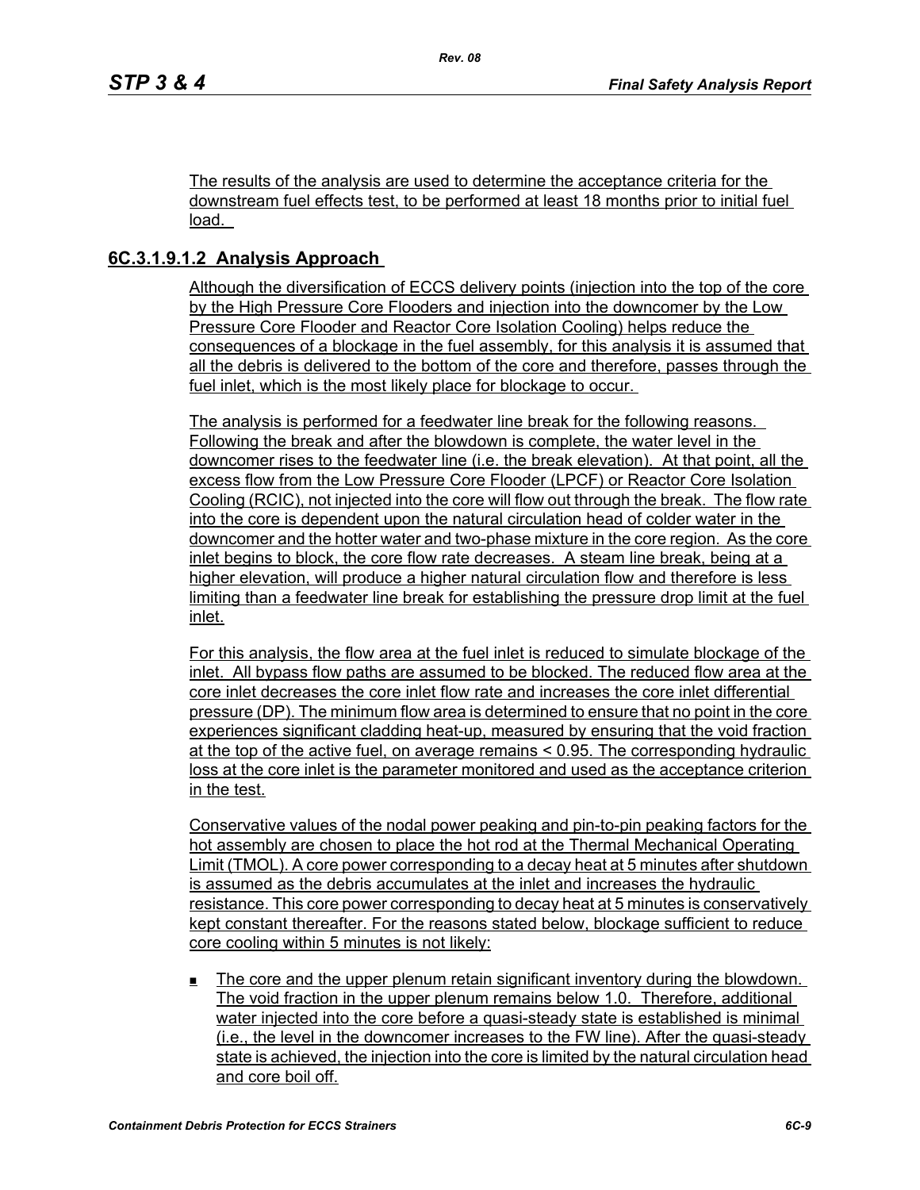The results of the analysis are used to determine the acceptance criteria for the downstream fuel effects test, to be performed at least 18 months prior to initial fuel load.

### 6C.3.1.9.1.2 Analysis Approach

Although the diversification of ECCS delivery points (injection into the top of the core by the High Pressure Core Flooders and injection into the downcomer by the Low Pressure Core Flooder and Reactor Core Isolation Cooling) helps reduce the consequences of a blockage in the fuel assembly, for this analysis it is assumed that all the debris is delivered to the bottom of the core and therefore, passes through the fuel inlet, which is the most likely place for blockage to occur.

The analysis is performed for a feedwater line break for the following reasons. Following the break and after the blowdown is complete, the water level in the downcomer rises to the feedwater line (i.e. the break elevation). At that point, all the excess flow from the Low Pressure Core Flooder (LPCF) or Reactor Core Isolation Cooling (RCIC), not injected into the core will flow out through the break. The flow rate into the core is dependent upon the natural circulation head of colder water in the downcomer and the hotter water and two-phase mixture in the core region. As the core inlet begins to block, the core flow rate decreases. A steam line break, being at a higher elevation, will produce a higher natural circulation flow and therefore is less limiting than a feedwater line break for establishing the pressure drop limit at the fuel inlet.

For this analysis, the flow area at the fuel inlet is reduced to simulate blockage of the inlet. All bypass flow paths are assumed to be blocked. The reduced flow area at the core inlet decreases the core inlet flow rate and increases the core inlet differential pressure (DP). The minimum flow area is determined to ensure that no point in the core experiences significant cladding heat-up, measured by ensuring that the void fraction at the top of the active fuel, on average remains < 0.95. The corresponding hydraulic loss at the core inlet is the parameter monitored and used as the acceptance criterion in the test.

Conservative values of the nodal power peaking and pin-to-pin peaking factors for the hot assembly are chosen to place the hot rod at the Thermal Mechanical Operating Limit (TMOL). A core power corresponding to a decay heat at 5 minutes after shutdown is assumed as the debris accumulates at the inlet and increases the hydraulic resistance. This core power corresponding to decay heat at 5 minutes is conservatively kept constant thereafter. For the reasons stated below, blockage sufficient to reduce core cooling within 5 minutes is not likely:

- The core and the upper plenum retain significant inventory during the blowdown. The void fraction in the upper plenum remains below 1.0. Therefore, additional water injected into the core before a quasi-steady state is established is minimal (i.e., the level in the downcomer increases to the FW line). After the quasi-steady state is achieved, the injection into the core is limited by the natural circulation head and core boil off.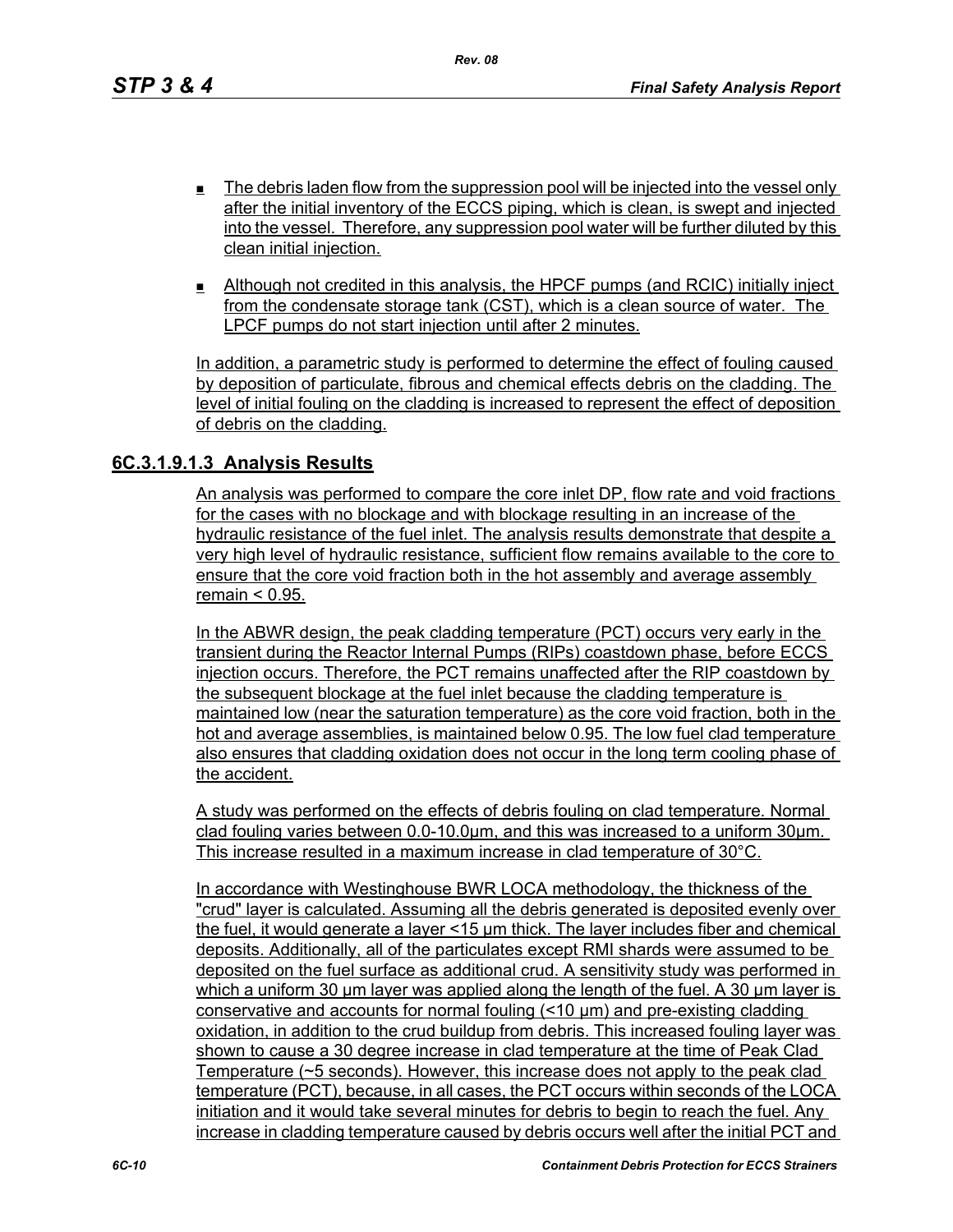- The debris laden flow from the suppression pool will be injected into the vessel only after the initial inventory of the ECCS piping, which is clean, is swept and injected into the vessel. Therefore, any suppression pool water will be further diluted by this clean initial injection.
- Although not credited in this analysis, the HPCF pumps (and RCIC) initially inject from the condensate storage tank (CST), which is a clean source of water. The LPCF pumps do not start injection until after 2 minutes.

In addition, a parametric study is performed to determine the effect of fouling caused by deposition of particulate, fibrous and chemical effects debris on the cladding. The level of initial fouling on the cladding is increased to represent the effect of deposition of debris on the cladding.

### 6C.3.1.9.1.3 Analysis Results

An analysis was performed to compare the core inlet DP, flow rate and void fractions for the cases with no blockage and with blockage resulting in an increase of the hydraulic resistance of the fuel inlet. The analysis results demonstrate that despite a very high level of hydraulic resistance, sufficient flow remains available to the core to ensure that the core void fraction both in the hot assembly and average assembly remain < 0.95.

In the ABWR design, the peak cladding temperature (PCT) occurs very early in the transient during the Reactor Internal Pumps (RIPs) coastdown phase, before ECCS injection occurs. Therefore, the PCT remains unaffected after the RIP coastdown by the subsequent blockage at the fuel inlet because the cladding temperature is maintained low (near the saturation temperature) as the core void fraction, both in the hot and average assemblies, is maintained below 0.95. The low fuel clad temperature also ensures that cladding oxidation does not occur in the long term cooling phase of the accident.

A study was performed on the effects of debris fouling on clad temperature. Normal clad fouling varies between 0.0-10.0μm, and this was increased to a uniform 30μm. This increase resulted in a maximum increase in clad temperature of 30°C.

In accordance with Westinghouse BWR LOCA methodology, the thickness of the "crud" layer is calculated. Assuming all the debris generated is deposited evenly over the fuel, it would generate a layer <15 μm thick. The layer includes fiber and chemical deposits. Additionally, all of the particulates except RMI shards were assumed to be deposited on the fuel surface as additional crud. A sensitivity study was performed in which a uniform 30 μm layer was applied along the length of the fuel. A 30 μm layer is conservative and accounts for normal fouling (<10 μm) and pre-existing cladding oxidation, in addition to the crud buildup from debris. This increased fouling layer was shown to cause a 30 degree increase in clad temperature at the time of Peak Clad Temperature (~5 seconds). However, this increase does not apply to the peak clad temperature (PCT), because, in all cases, the PCT occurs within seconds of the LOCA initiation and it would take several minutes for debris to begin to reach the fuel. Any increase in cladding temperature caused by debris occurs well after the initial PCT and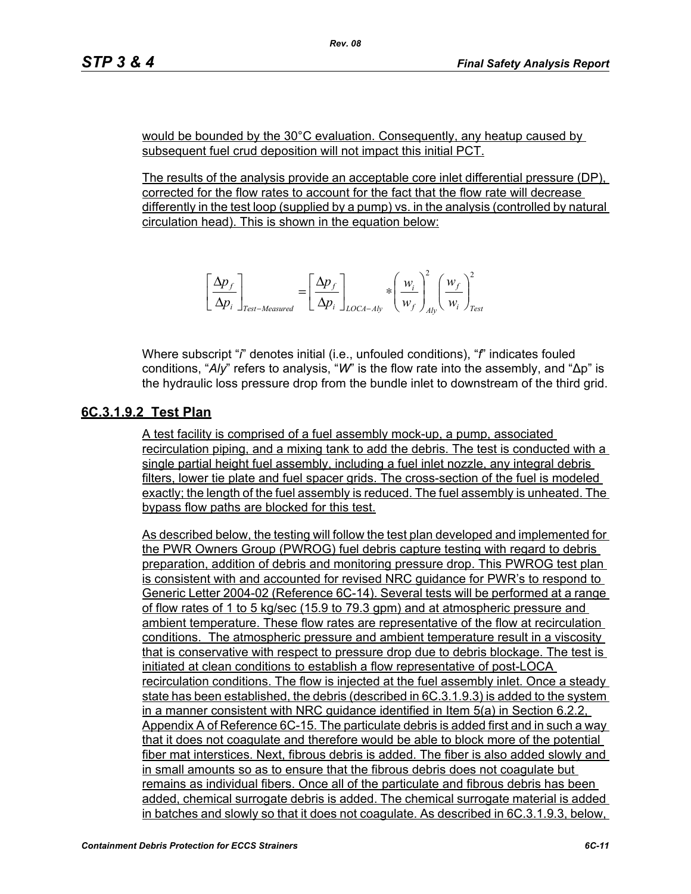would be bounded by the 30°C evaluation. Consequently, any heatup caused by subsequent fuel crud deposition will not impact this initial PCT.

The results of the analysis provide an acceptable core inlet differential pressure (DP), corrected for the flow rates to account for the fact that the flow rate will decrease differently in the test loop (supplied by a pump) vs. in the analysis (controlled by natural circulation head). This is shown in the equation below:

$$\left[\frac{\Delta p_f}{\Delta p_i}\right]_{Test-Measured} = \left[\frac{\Delta p_f}{\Delta p_i}\right]_{LOCA-Aly} * \left(\frac{w_i}{w_f}\right)^2_{Aly} \left(\frac{w_f}{w_i}\right)^2_{Test}$$

Where subscript "*i*" denotes initial (i.e., unfouled conditions), "*f*" indicates fouled conditions, "*Aly*" refers to analysis, "*W*" is the flow rate into the assembly, and "Δp" is the hydraulic loss pressure drop from the bundle inlet to downstream of the third grid.

### 6C.3.1.9.2 Test Plan

A test facility is comprised of a fuel assembly mock-up, a pump, associated recirculation piping, and a mixing tank to add the debris. The test is conducted with a single partial height fuel assembly, including a fuel inlet nozzle, any integral debris filters, lower tie plate and fuel spacer grids. The cross-section of the fuel is modeled exactly; the length of the fuel assembly is reduced. The fuel assembly is unheated. The bypass flow paths are blocked for this test.

As described below, the testing will follow the test plan developed and implemented for the PWR Owners Group (PWROG) fuel debris capture testing with regard to debris preparation, addition of debris and monitoring pressure drop. This PWROG test plan is consistent with and accounted for revised NRC guidance for PWR's to respond to Generic Letter 2004-02 (Reference 6C-14). Several tests will be performed at a range of flow rates of 1 to 5 kg/sec (15.9 to 79.3 gpm) and at atmospheric pressure and ambient temperature. These flow rates are representative of the flow at recirculation conditions. The atmospheric pressure and ambient temperature result in a viscosity that is conservative with respect to pressure drop due to debris blockage. The test is initiated at clean conditions to establish a flow representative of post-LOCA recirculation conditions. The flow is injected at the fuel assembly inlet. Once a steady state has been established, the debris (described in 6C.3.1.9.3) is added to the system in a manner consistent with NRC guidance identified in Item 5(a) in Section 6.2.2, Appendix A of Reference 6C-15. The particulate debris is added first and in such a way that it does not coagulate and therefore would be able to block more of the potential fiber mat interstices. Next, fibrous debris is added. The fiber is also added slowly and in small amounts so as to ensure that the fibrous debris does not coagulate but remains as individual fibers. Once all of the particulate and fibrous debris has been added, chemical surrogate debris is added. The chemical surrogate material is added in batches and slowly so that it does not coagulate. As described in 6C.3.1.9.3, below,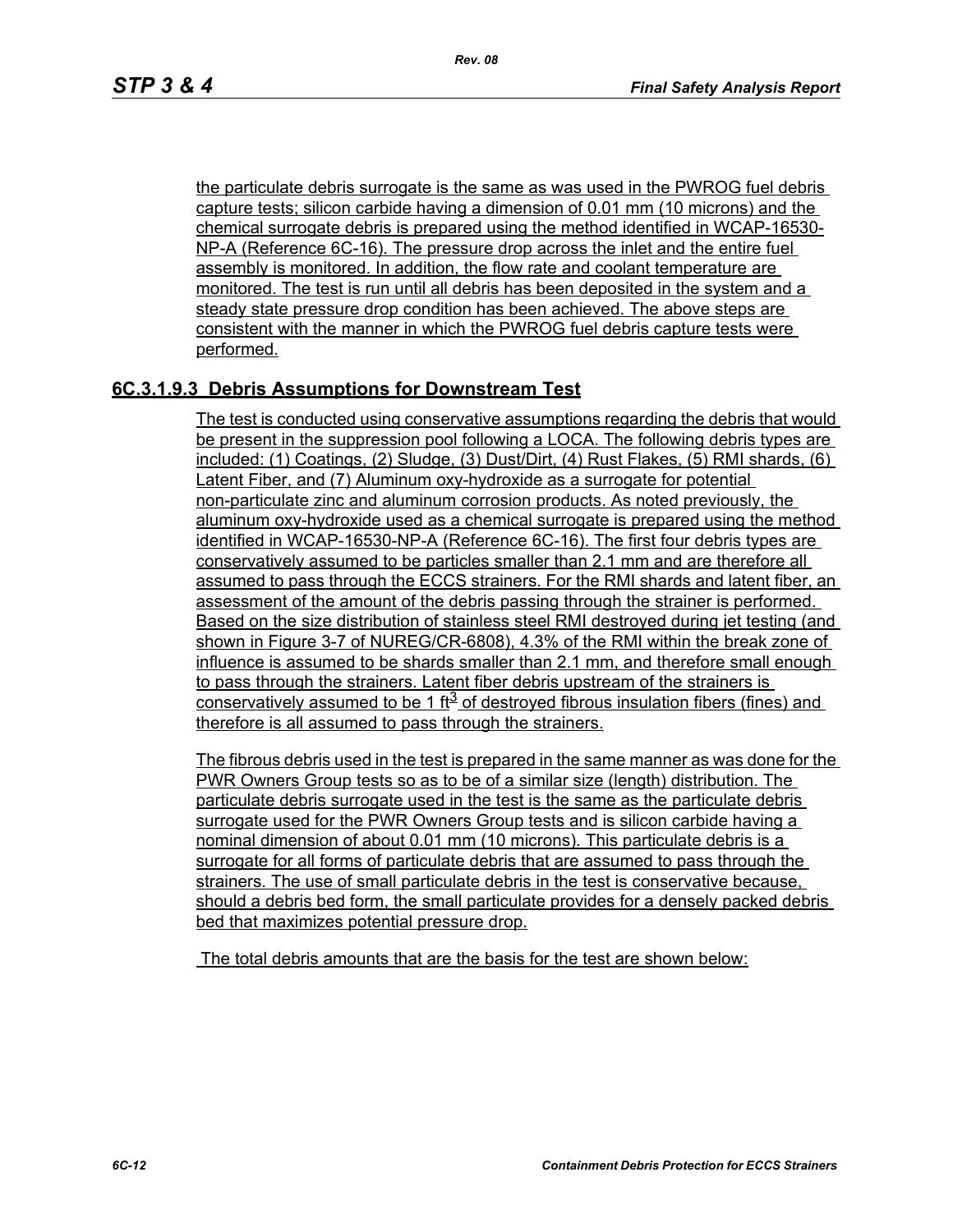the particulate debris surrogate is the same as was used in the PWROG fuel debris capture tests; silicon carbide having a dimension of 0.01 mm (10 microns) and the chemical surrogate debris is prepared using the method identified in WCAP-16530-NP-A (Reference 6C-16). The pressure drop across the inlet and the entire fuel assembly is monitored. In addition, the flow rate and coolant temperature are monitored. The test is run until all debris has been deposited in the system and a steady state pressure drop condition has been achieved. The above steps are consistent with the manner in which the PWROG fuel debris capture tests were performed.

### 6C.3.1.9.3 Debris Assumptions for Downstream Test

The test is conducted using conservative assumptions regarding the debris that would be present in the suppression pool following a LOCA. The following debris types are included: (1) Coatings, (2) Sludge, (3) Dust/Dirt, (4) Rust Flakes, (5) RMI shards, (6) Latent Fiber, and (7) Aluminum oxy-hydroxide as a surrogate for potential non-particulate zinc and aluminum corrosion products. As noted previously, the aluminum oxy-hydroxide used as a chemical surrogate is prepared using the method identified in WCAP-16530-NP-A (Reference 6C-16). The first four debris types are conservatively assumed to be particles smaller than 2.1 mm and are therefore all assumed to pass through the ECCS strainers. For the RMI shards and latent fiber, an assessment of the amount of the debris passing through the strainer is performed. Based on the size distribution of stainless steel RMI destroyed during jet testing (and shown in Figure 3-7 of NUREG/CR-6808), 4.3% of the RMI within the break zone of influence is assumed to be shards smaller than 2.1 mm, and therefore small enough to pass through the strainers. Latent fiber debris upstream of the strainers is conservatively assumed to be 1 $ft^3$ of destroyed fibrous insulation fibers (fines) and therefore is all assumed to pass through the strainers.

The fibrous debris used in the test is prepared in the same manner as was done for the PWR Owners Group tests so as to be of a similar size (length) distribution. The particulate debris surrogate used in the test is the same as the particulate debris surrogate used for the PWR Owners Group tests and is silicon carbide having a nominal dimension of about 0.01 mm (10 microns). This particulate debris is a surrogate for all forms of particulate debris that are assumed to pass through the strainers. The use of small particulate debris in the test is conservative because, should a debris bed form, the small particulate provides for a densely packed debris bed that maximizes potential pressure drop.

The total debris amounts that are the basis for the test are shown below: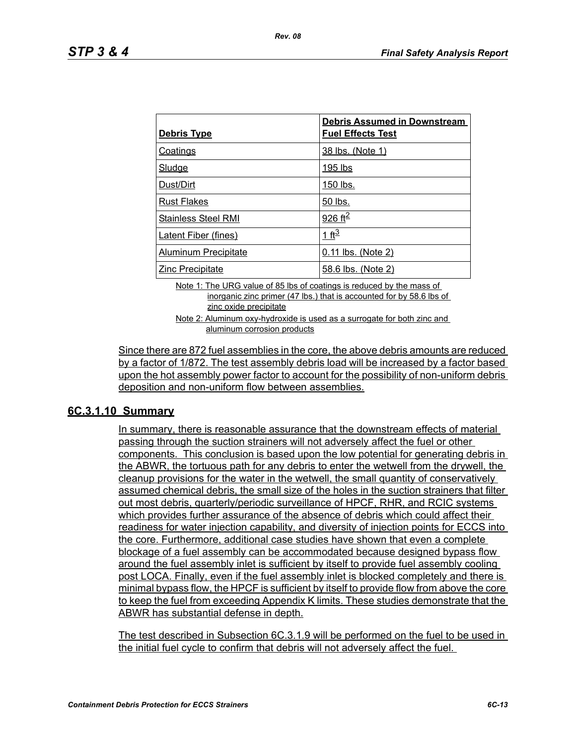| Debris Type | Debris Assumed in Downstream Fuel Effects Test |
|---|---|
| Coatings | 38 lbs. (Note 1) |
| Sludge | 195 lbs |
| Dust/Dirt | 150 lbs. |
| Rust Flakes | 50 lbs. |
| Stainless Steel RMI | 926 $ft^2$ |
| Latent Fiber (fines) | 1 $ft^3$ |
| Aluminum Precipitate | 0.11 lbs. (Note 2) |
| Zinc Precipitate | 58.6 lbs. (Note 2) |

Note 1: The URG value of 85 lbs of coatings is reduced by the mass of inorganic zinc primer (47 lbs.) that is accounted for by 58.6 lbs of zinc oxide precipitate

Note 2: Aluminum oxy-hydroxide is used as a surrogate for both zinc and aluminum corrosion products

Since there are 872 fuel assemblies in the core, the above debris amounts are reduced by a factor of 1/872. The test assembly debris load will be increased by a factor based upon the hot assembly power factor to account for the possibility of non-uniform debris deposition and non-uniform flow between assemblies.

### 6C.3.1.10 Summary

In summary, there is reasonable assurance that the downstream effects of material passing through the suction strainers will not adversely affect the fuel or other components. This conclusion is based upon the low potential for generating debris in the ABWR, the tortuous path for any debris to enter the wetwell from the drywell, the cleanup provisions for the water in the wetwell, the small quantity of conservatively assumed chemical debris, the small size of the holes in the suction strainers that filter out most debris, quarterly/periodic surveillance of HPCF, RHR, and RCIC systems which provides further assurance of the absence of debris which could affect their readiness for water injection capability, and diversity of injection points for ECCS into the core. Furthermore, additional case studies have shown that even a complete blockage of a fuel assembly can be accommodated because designed bypass flow around the fuel assembly inlet is sufficient by itself to provide fuel assembly cooling post LOCA. Finally, even if the fuel assembly inlet is blocked completely and there is minimal bypass flow, the HPCF is sufficient by itself to provide flow from above the core to keep the fuel from exceeding Appendix K limits. These studies demonstrate that the ABWR has substantial defense in depth.

The test described in Subsection 6C.3.1.9 will be performed on the fuel to be used in the initial fuel cycle to confirm that debris will not adversely affect the fuel.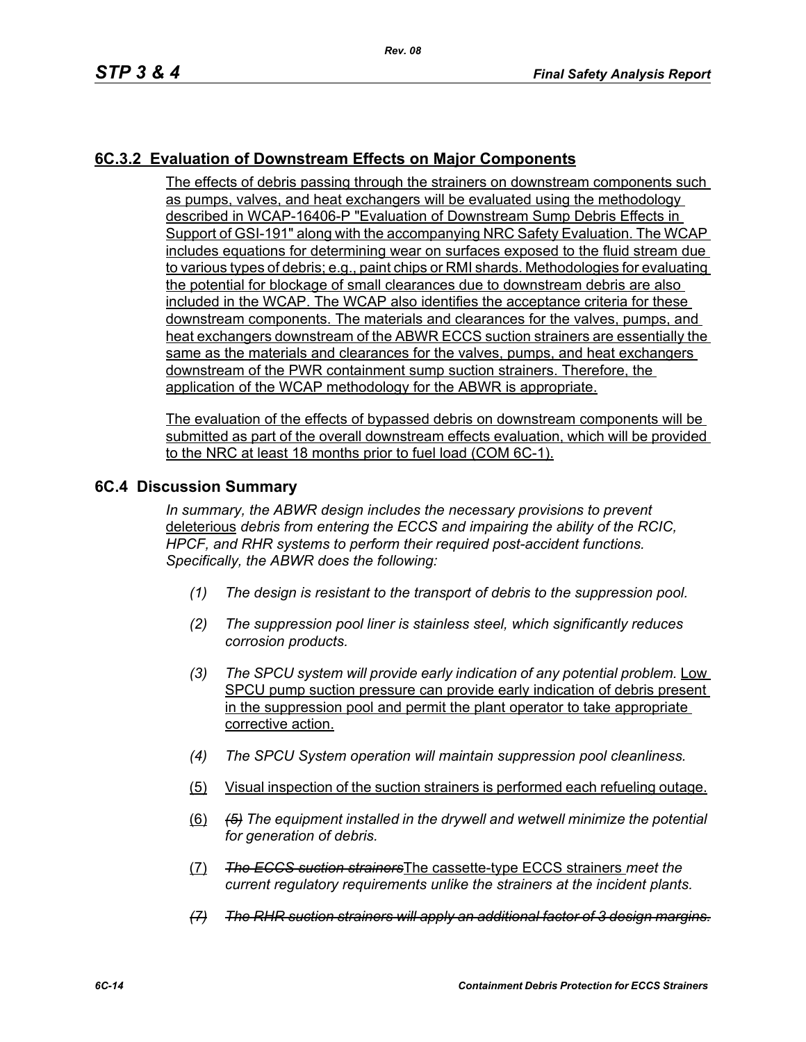## 6C.3.2 Evaluation of Downstream Effects on Major Components

The effects of debris passing through the strainers on downstream components such as pumps, valves, and heat exchangers will be evaluated using the methodology described in WCAP-16406-P "Evaluation of Downstream Sump Debris Effects in Support of GSI-191" along with the accompanying NRC Safety Evaluation. The WCAP includes equations for determining wear on surfaces exposed to the fluid stream due to various types of debris; e.g., paint chips or RMI shards. Methodologies for evaluating the potential for blockage of small clearances due to downstream debris are also included in the WCAP. The WCAP also identifies the acceptance criteria for these downstream components. The materials and clearances for the valves, pumps, and heat exchangers downstream of the ABWR ECCS suction strainers are essentially the same as the materials and clearances for the valves, pumps, and heat exchangers downstream of the PWR containment sump suction strainers. Therefore, the application of the WCAP methodology for the ABWR is appropriate.

The evaluation of the effects of bypassed debris on downstream components will be submitted as part of the overall downstream effects evaluation, which will be provided to the NRC at least 18 months prior to fuel load (COM 6C-1).

## 6C.4 Discussion Summary

*In summary, the ABWR design includes the necessary provisions to prevent* deleterious *debris from entering the ECCS and impairing the ability of the RCIC, HPCF, and RHR systems to perform their required post-accident functions. Specifically, the ABWR does the following:*

*(1) The design is resistant to the transport of debris to the suppression pool.*

*(2) The suppression pool liner is stainless steel, which significantly reduces corrosion products.*

*(3) The SPCU system will provide early indication of any potential problem.* Low SPCU pump suction pressure can provide early indication of debris present in the suppression pool and permit the plant operator to take appropriate corrective action.

*(4) The SPCU System operation will maintain suppression pool cleanliness.*

(5) Visual inspection of the suction strainers is performed each refueling outage.

(6) ~~*(5)*~~ *The equipment installed in the drywell and wetwell minimize the potential for generation of debris.*

(7) ~~*The ECCS suction strainers*~~The cassette-type ECCS strainers *meet the current regulatory requirements unlike the strainers at the incident plants.*

~~*(7) The RHR suction strainers will apply an additional factor of 3 design margins.*~~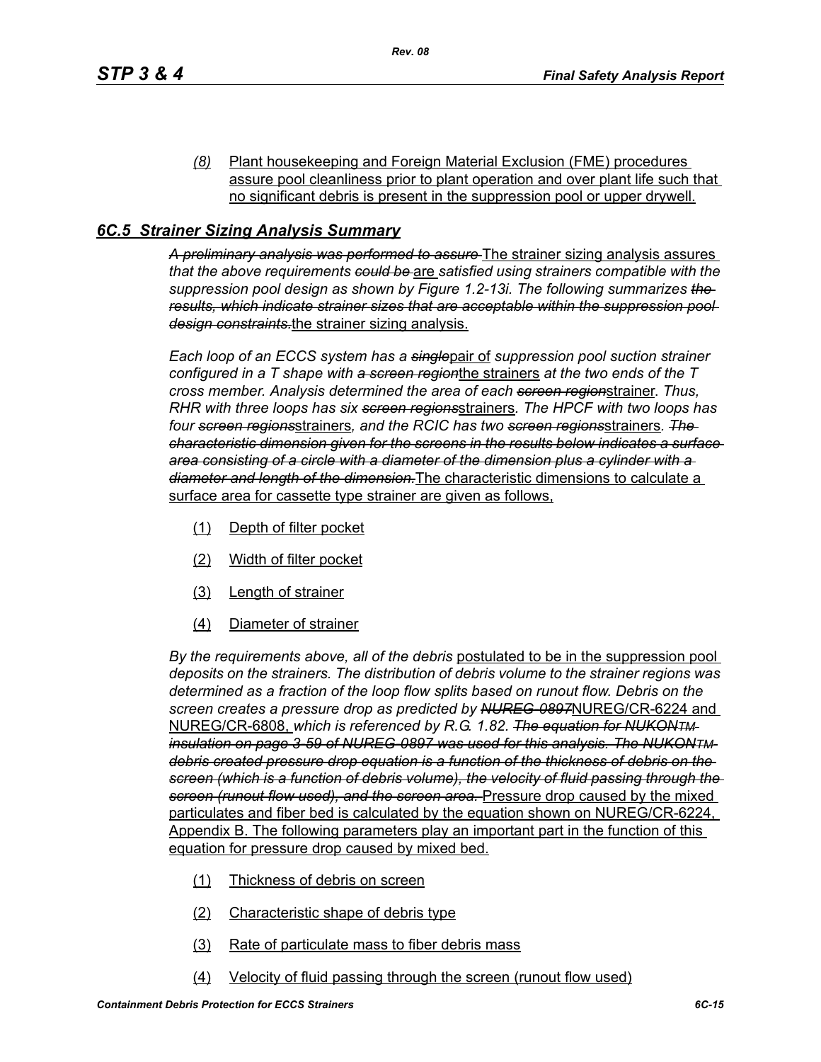*(8)* Plant housekeeping and Foreign Material Exclusion (FME) procedures assure pool cleanliness prior to plant operation and over plant life such that no significant debris is present in the suppression pool or upper drywell.

## *6C.5 Strainer Sizing Analysis Summary*

~~*A preliminary analysis was performed to assure*~~ The strainer sizing analysis assures *that the above requirements* ~~*could be*~~ are *satisfied using strainers compatible with the suppression pool design as shown by Figure 1.2-13i. The following summarizes* ~~*the results, which indicate strainer sizes that are acceptable within the suppression pool design constraints.*~~ the strainer sizing analysis.

*Each loop of an ECCS system has a* ~~*single*~~ pair of *suppression pool suction strainer configured in a T shape with* ~~*a screen region*~~ the strainers *at the two ends of the T cross member. Analysis determined the area of each* ~~*screen region*~~ strainer*. Thus, RHR with three loops has six* ~~*screen regions*~~ strainers*. The HPCF with two loops has four* ~~*screen regions*~~ strainers*, and the RCIC has two* ~~*screen regions*~~ strainers*.* ~~*The characteristic dimension given for the screens in the results below indicates a surface area consisting of a circle with a diameter of the dimension plus a cylinder with a diameter and length of the dimension.*~~ The characteristic dimensions to calculate a surface area for cassette type strainer are given as follows,

(1) Depth of filter pocket

(2) Width of filter pocket

(3) Length of strainer

(4) Diameter of strainer

*By the requirements above, all of the debris* postulated to be in the suppression pool *deposits on the strainers. The distribution of debris volume to the strainer regions was determined as a fraction of the loop flow splits based on runout flow. Debris on the screen creates a pressure drop as predicted by* ~~*NUREG-0897*~~ NUREG/CR-6224 and NUREG/CR-6808, *which is referenced by R.G. 1.82.* ~~*The equation for NUKONTM insulation on page 3-59 of NUREG-0897 was used for this analysis. The NUKONTM debris created pressure drop equation is a function of the thickness of debris on the screen (which is a function of debris volume), the velocity of fluid passing through the screen (runout flow used), and the screen area.*~~ Pressure drop caused by the mixed particulates and fiber bed is calculated by the equation shown on NUREG/CR-6224, Appendix B. The following parameters play an important part in the function of this equation for pressure drop caused by mixed bed.

(1) Thickness of debris on screen

(2) Characteristic shape of debris type

(3) Rate of particulate mass to fiber debris mass

(4) Velocity of fluid passing through the screen (runout flow used)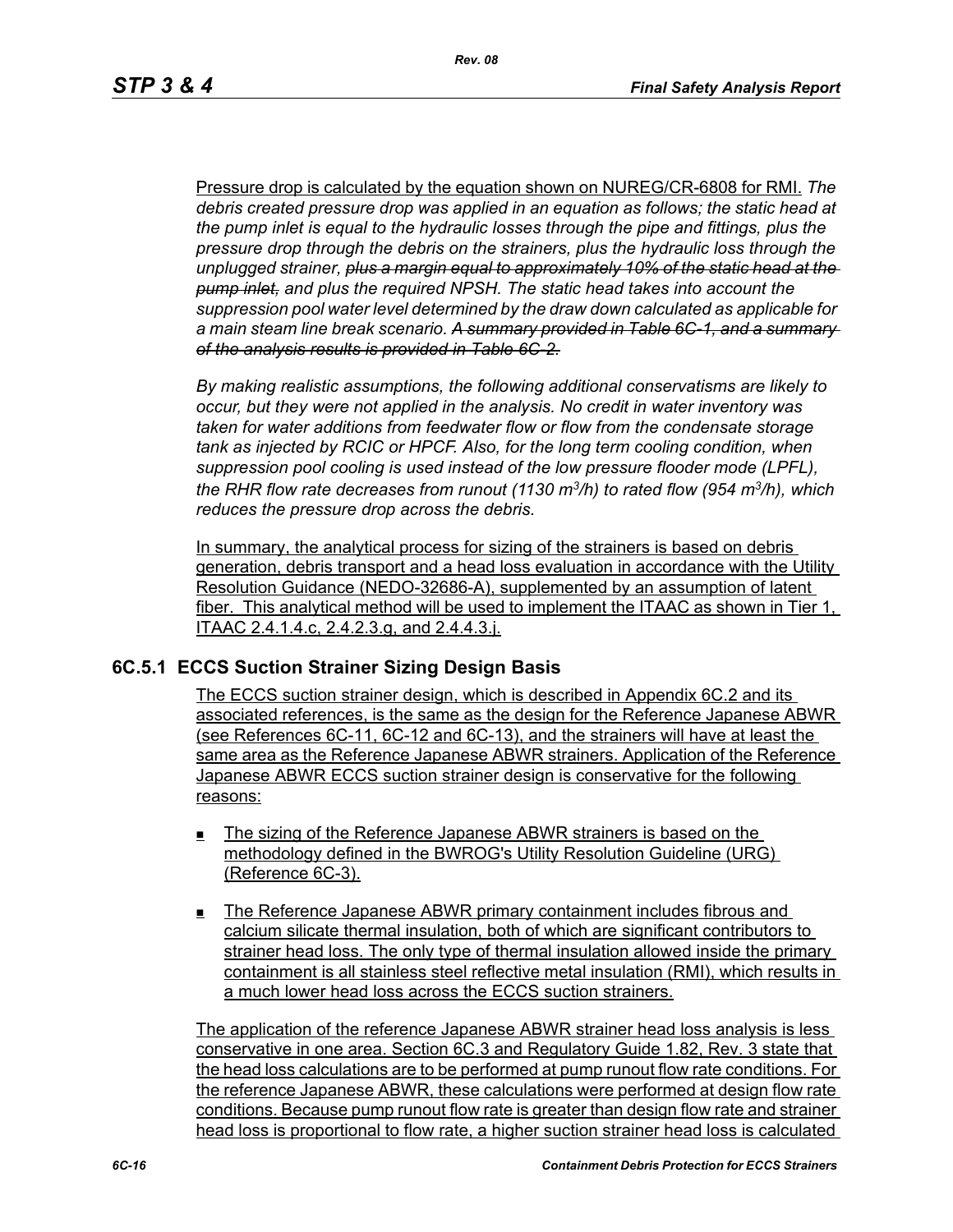Pressure drop is calculated by the equation shown on NUREG/CR-6808 for RMI. *The debris created pressure drop was applied in an equation as follows; the static head at the pump inlet is equal to the hydraulic losses through the pipe and fittings, plus the pressure drop through the debris on the strainers, plus the hydraulic loss through the unplugged strainer, ~~plus a margin equal to approximately 10% of the static head at the pump inlet,~~ and plus the required NPSH. The static head takes into account the suppression pool water level determined by the draw down calculated as applicable for a main steam line break scenario. ~~A summary provided in Table 6C-1, and a summary of the analysis results is provided in Table 6C-2.~~*

*By making realistic assumptions, the following additional conservatisms are likely to occur, but they were not applied in the analysis. No credit in water inventory was taken for water additions from feedwater flow or flow from the condensate storage tank as injected by RCIC or HPCF. Also, for the long term cooling condition, when suppression pool cooling is used instead of the low pressure flooder mode (LPFL), the RHR flow rate decreases from runout (1130 $m^3/h$) to rated flow (954 $m^3/h$), which reduces the pressure drop across the debris.*

In summary, the analytical process for sizing of the strainers is based on debris generation, debris transport and a head loss evaluation in accordance with the Utility Resolution Guidance (NEDO-32686-A), supplemented by an assumption of latent fiber. This analytical method will be used to implement the ITAAC as shown in Tier 1, ITAAC 2.4.1.4.c, 2.4.2.3.g, and 2.4.4.3.j.

## 6C.5.1 ECCS Suction Strainer Sizing Design Basis

The ECCS suction strainer design, which is described in Appendix 6C.2 and its associated references, is the same as the design for the Reference Japanese ABWR (see References 6C-11, 6C-12 and 6C-13), and the strainers will have at least the same area as the Reference Japanese ABWR strainers. Application of the Reference Japanese ABWR ECCS suction strainer design is conservative for the following reasons:

- The sizing of the Reference Japanese ABWR strainers is based on the methodology defined in the BWROG's Utility Resolution Guideline (URG) (Reference 6C-3).
- The Reference Japanese ABWR primary containment includes fibrous and calcium silicate thermal insulation, both of which are significant contributors to strainer head loss. The only type of thermal insulation allowed inside the primary containment is all stainless steel reflective metal insulation (RMI), which results in a much lower head loss across the ECCS suction strainers.

The application of the reference Japanese ABWR strainer head loss analysis is less conservative in one area. Section 6C.3 and Regulatory Guide 1.82, Rev. 3 state that the head loss calculations are to be performed at pump runout flow rate conditions. For the reference Japanese ABWR, these calculations were performed at design flow rate conditions. Because pump runout flow rate is greater than design flow rate and strainer head loss is proportional to flow rate, a higher suction strainer head loss is calculated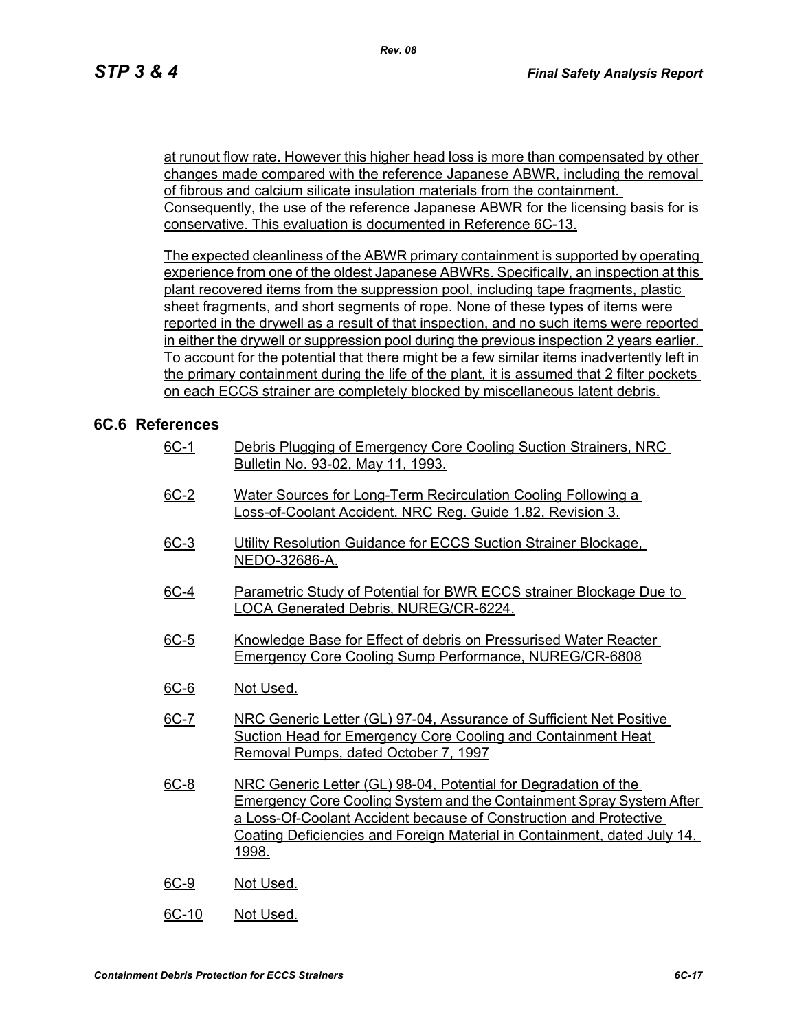at runout flow rate. However this higher head loss is more than compensated by other changes made compared with the reference Japanese ABWR, including the removal of fibrous and calcium silicate insulation materials from the containment. Consequently, the use of the reference Japanese ABWR for the licensing basis for is conservative. This evaluation is documented in Reference 6C-13.

The expected cleanliness of the ABWR primary containment is supported by operating experience from one of the oldest Japanese ABWRs. Specifically, an inspection at this plant recovered items from the suppression pool, including tape fragments, plastic sheet fragments, and short segments of rope. None of these types of items were reported in the drywell as a result of that inspection, and no such items were reported in either the drywell or suppression pool during the previous inspection 2 years earlier. To account for the potential that there might be a few similar items inadvertently left in the primary containment during the life of the plant, it is assumed that 2 filter pockets on each ECCS strainer are completely blocked by miscellaneous latent debris.

## 6C.6 References

6C-1 Debris Plugging of Emergency Core Cooling Suction Strainers, NRC Bulletin No. 93-02, May 11, 1993.

6C-2 Water Sources for Long-Term Recirculation Cooling Following a Loss-of-Coolant Accident, NRC Reg. Guide 1.82, Revision 3.

6C-3 Utility Resolution Guidance for ECCS Suction Strainer Blockage, NEDO-32686-A.

6C-4 Parametric Study of Potential for BWR ECCS strainer Blockage Due to LOCA Generated Debris, NUREG/CR-6224.

6C-5 Knowledge Base for Effect of debris on Pressurised Water Reacter Emergency Core Cooling Sump Performance, NUREG/CR-6808

6C-6 Not Used.

6C-7 NRC Generic Letter (GL) 97-04, Assurance of Sufficient Net Positive Suction Head for Emergency Core Cooling and Containment Heat Removal Pumps, dated October 7, 1997

6C-8 NRC Generic Letter (GL) 98-04, Potential for Degradation of the Emergency Core Cooling System and the Containment Spray System After a Loss-Of-Coolant Accident because of Construction and Protective Coating Deficiencies and Foreign Material in Containment, dated July 14, 1998.

6C-9 Not Used.

6C-10 Not Used.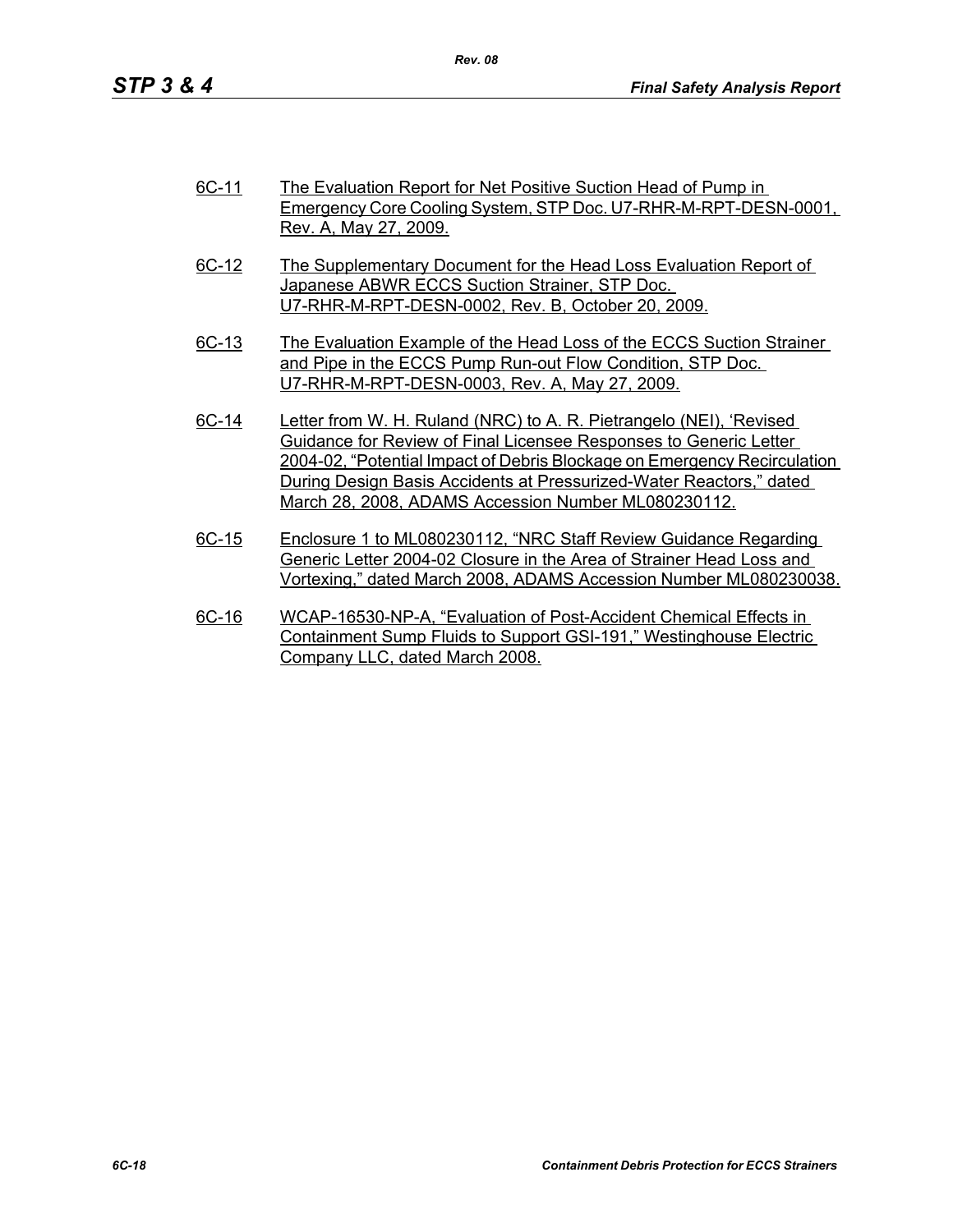6C-11 The Evaluation Report for Net Positive Suction Head of Pump in Emergency Core Cooling System, STP Doc. U7-RHR-M-RPT-DESN-0001, Rev. A, May 27, 2009.

6C-12 The Supplementary Document for the Head Loss Evaluation Report of Japanese ABWR ECCS Suction Strainer, STP Doc. U7-RHR-M-RPT-DESN-0002, Rev. B, October 20, 2009.

6C-13 The Evaluation Example of the Head Loss of the ECCS Suction Strainer and Pipe in the ECCS Pump Run-out Flow Condition, STP Doc. U7-RHR-M-RPT-DESN-0003, Rev. A, May 27, 2009.

6C-14 Letter from W. H. Ruland (NRC) to A. R. Pietrangelo (NEI), 'Revised Guidance for Review of Final Licensee Responses to Generic Letter 2004-02, "Potential Impact of Debris Blockage on Emergency Recirculation During Design Basis Accidents at Pressurized-Water Reactors," dated March 28, 2008, ADAMS Accession Number ML080230112.

6C-15 Enclosure 1 to ML080230112, "NRC Staff Review Guidance Regarding Generic Letter 2004-02 Closure in the Area of Strainer Head Loss and Vortexing," dated March 2008, ADAMS Accession Number ML080230038.

6C-16 WCAP-16530-NP-A, "Evaluation of Post-Accident Chemical Effects in Containment Sump Fluids to Support GSI-191," Westinghouse Electric Company LLC, dated March 2008.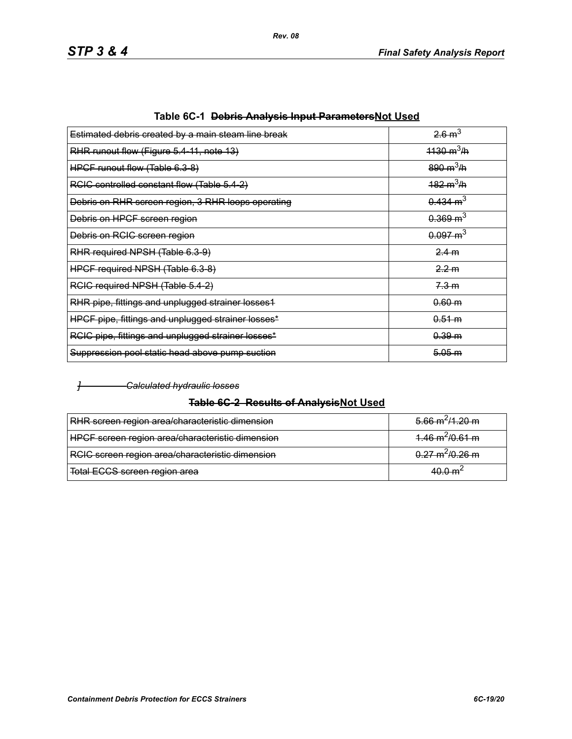**Table 6C-1 ~~Debris Analysis Input Parameters~~Not Used**

| ~~Estimated debris created by a main steam line break~~ | ~~2.6 m$^3$~~ |
|---|---|
| ~~RHR runout flow (Figure 5.4-11, note 13)~~ | ~~1130 m$^3$/h~~ |
| ~~HPCF runout flow (Table 6.3-8)~~ | ~~890 m$^3$/h~~ |
| ~~RCIC controlled constant flow (Table 5.4-2)~~ | ~~182 m$^3$/h~~ |
| ~~Debris on RHR screen region, 3 RHR loops operating~~ | ~~0.434 m$^3$~~ |
| ~~Debris on HPCF screen region~~ | ~~0.369 m$^3$~~ |
| ~~Debris on RCIC screen region~~ | ~~0.097 m$^3$~~ |
| ~~RHR required NPSH (Table 6.3-9)~~ | ~~2.4 m~~ |
| ~~HPCF required NPSH (Table 6.3-8)~~ | ~~2.2 m~~ |
| ~~RCIC required NPSH (Table 5.4-2)~~ | ~~7.3 m~~ |
| ~~RHR pipe, fittings and unplugged strainer losses1~~ | ~~0.60 m~~ |
| ~~HPCF pipe, fittings and unplugged strainer losses*~~ | ~~0.51 m~~ |
| ~~RCIC pipe, fittings and unplugged strainer losses*~~ | ~~0.39 m~~ |
| ~~Suppression pool static head above pump suction~~ | ~~5.05 m~~ |

~~*]* *Calculated hydraulic losses*~~

**~~Table 6C-2 Results of Analysis~~Not Used**

| ~~RHR screen region area/characteristic dimension~~ | ~~5.66 m$^2$/1.20 m~~ |
|---|---|
| ~~HPCF screen region area/characteristic dimension~~ | ~~1.46 m$^2$/0.61 m~~ |
| ~~RCIC screen region area/characteristic dimension~~ | ~~0.27 m$^2$/0.26 m~~ |
| ~~Total ECCS screen region area~~ | ~~40.0 m$^2$~~ |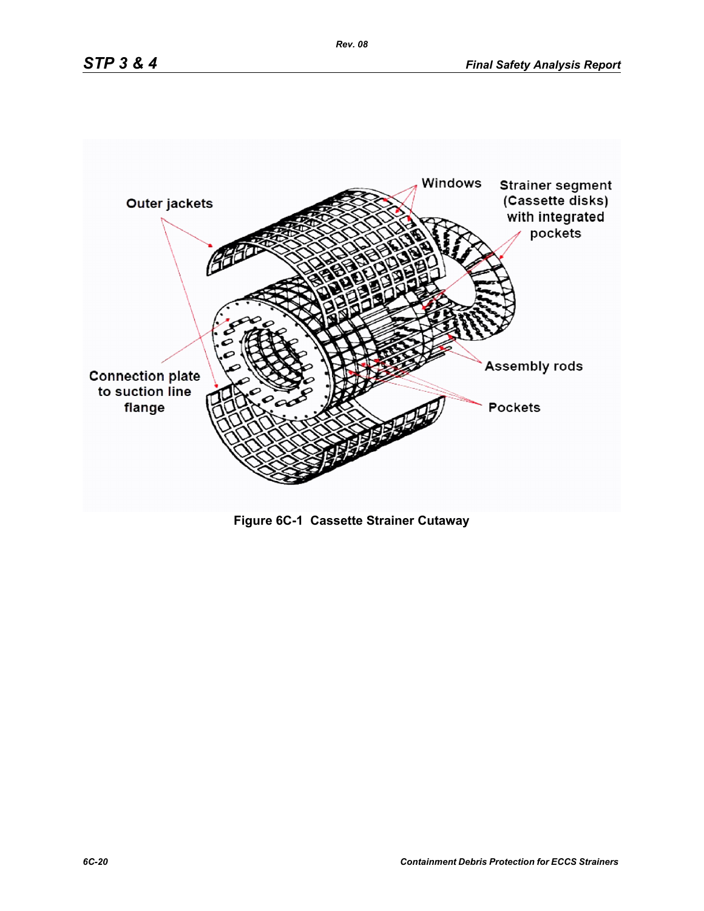Outer jackets

Windows

Strainer segment (Cassette disks) with integrated pockets

Connection plate to suction line flange

Assembly rods

Pockets

**Figure 6C-1 Cassette Strainer Cutaway**